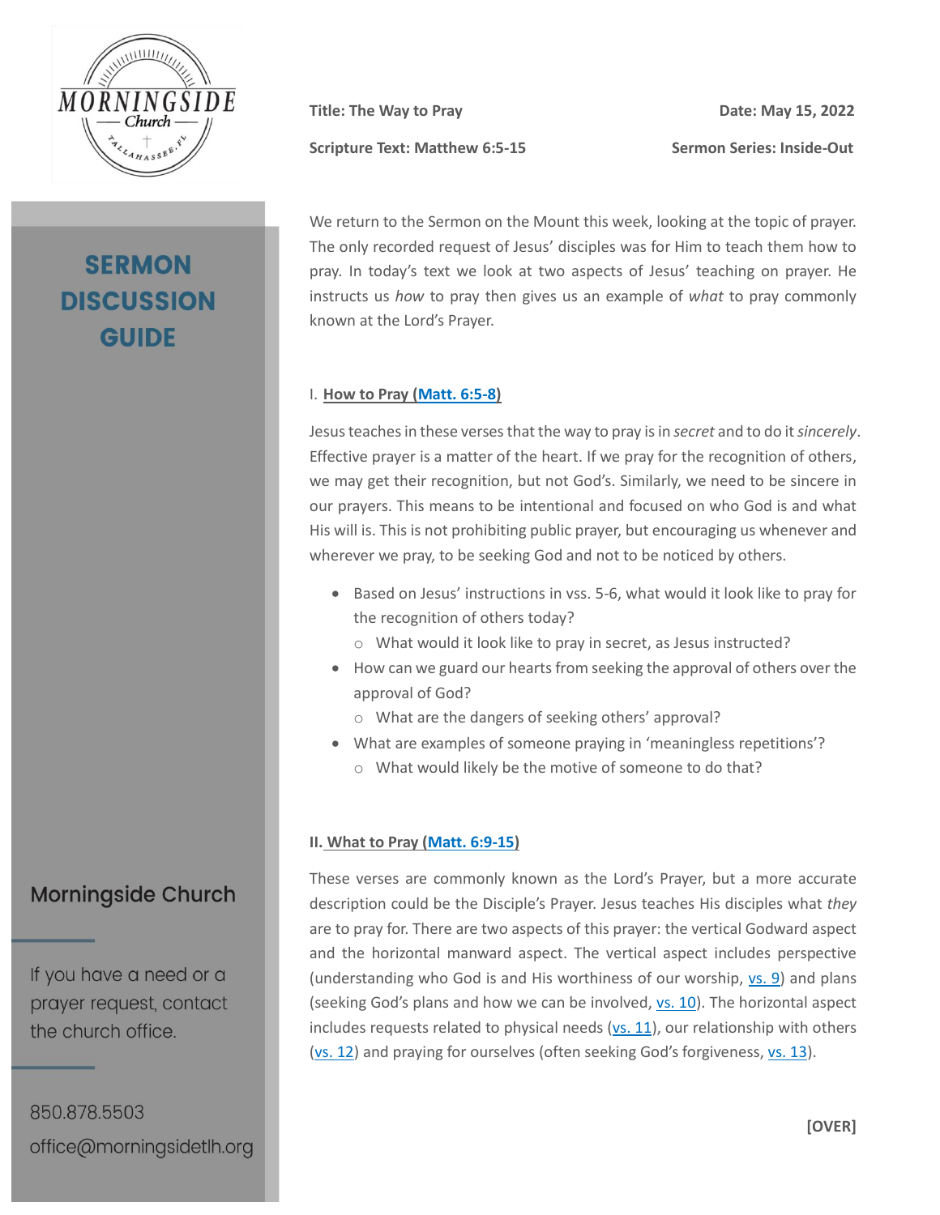# SERMON DISCUSSION GUIDE

**Title: The Way to Pray** | **Date: May 15, 2022**

**Scripture Text: Matthew 6:5-15** | **Sermon Series: Inside-Out**

We return to the Sermon on the Mount this week, looking at the topic of prayer. The only recorded request of Jesus' disciples was for Him to teach them how to pray. In today's text we look at two aspects of Jesus' teaching on prayer. He instructs us *how* to pray then gives us an example of *what* to pray commonly known at the Lord's Prayer.

## I. How to Pray (Matt. 6:5-8)

Jesus teaches in these verses that the way to pray is in *secret* and to do it *sincerely*. Effective prayer is a matter of the heart. If we pray for the recognition of others, we may get their recognition, but not God's. Similarly, we need to be sincere in our prayers. This means to be intentional and focused on who God is and what His will is. This is not prohibiting public prayer, but encouraging us whenever and wherever we pray, to be seeking God and not to be noticed by others.

- Based on Jesus' instructions in vss. 5-6, what would it look like to pray for the recognition of others today?
  - What would it look like to pray in secret, as Jesus instructed?
- How can we guard our hearts from seeking the approval of others over the approval of God?
  - What are the dangers of seeking others' approval?
- What are examples of someone praying in 'meaningless repetitions'?
  - What would likely be the motive of someone to do that?

## II. What to Pray (Matt. 6:9-15)

These verses are commonly known as the Lord's Prayer, but a more accurate description could be the Disciple's Prayer. Jesus teaches His disciples what *they* are to pray for. There are two aspects of this prayer: the vertical Godward aspect and the horizontal manward aspect. The vertical aspect includes perspective (understanding who God is and His worthiness of our worship, vs. 9) and plans (seeking God's plans and how we can be involved, vs. 10). The horizontal aspect includes requests related to physical needs (vs. 11), our relationship with others (vs. 12) and praying for ourselves (often seeking God's forgiveness, vs. 13).

**[OVER]**

Morningside Church

If you have a need or a prayer request, contact the church office.

850.878.5503

office@morningsidetlh.org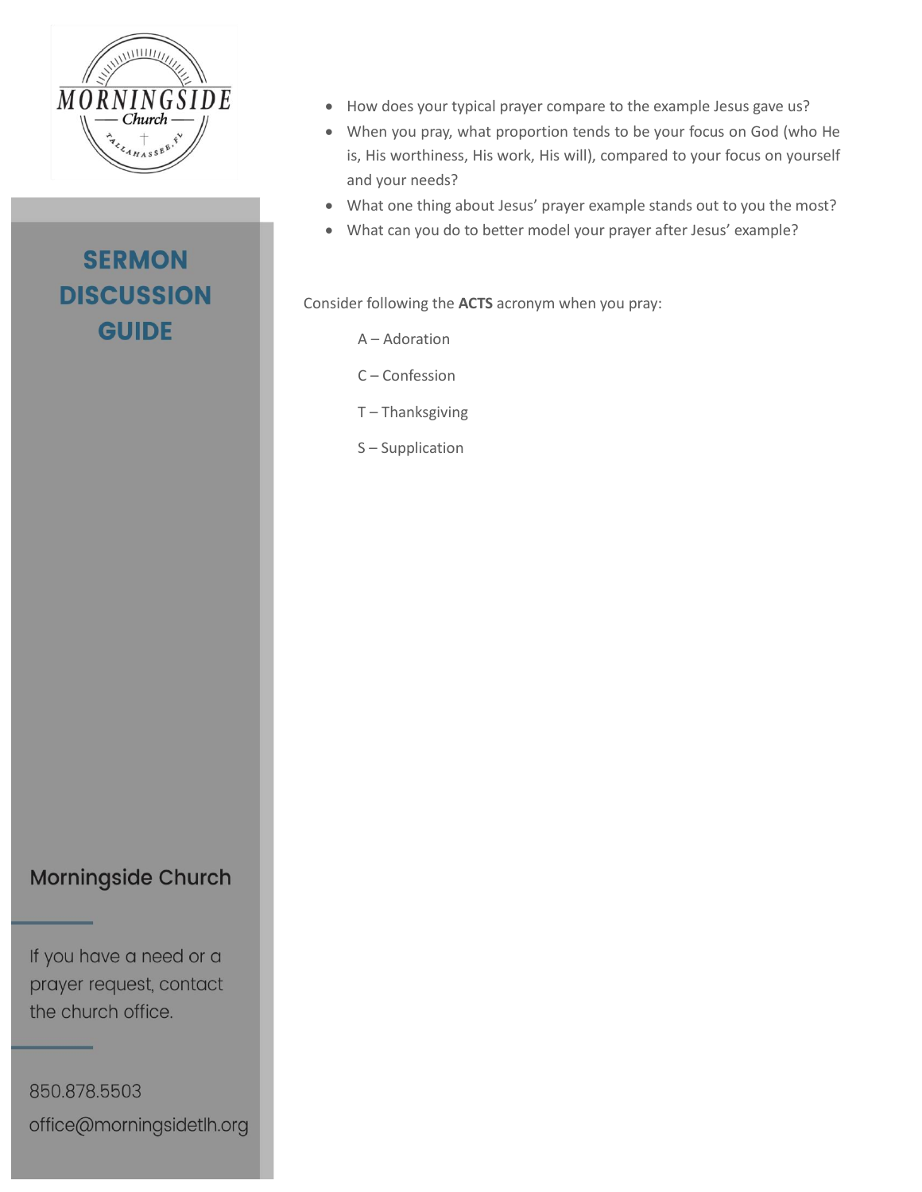MORNINGSIDE Church TALLAHASSEE, FL

# SERMON DISCUSSION GUIDE

- How does your typical prayer compare to the example Jesus gave us?
- When you pray, what proportion tends to be your focus on God (who He is, His worthiness, His work, His will), compared to your focus on yourself and your needs?
- What one thing about Jesus' prayer example stands out to you the most?
- What can you do to better model your prayer after Jesus' example?

Consider following the **ACTS** acronym when you pray:

A – Adoration

C – Confession

T – Thanksgiving

S – Supplication

## Morningside Church

If you have a need or a prayer request, contact the church office.

850.878.5503

office@morningsidetlh.org